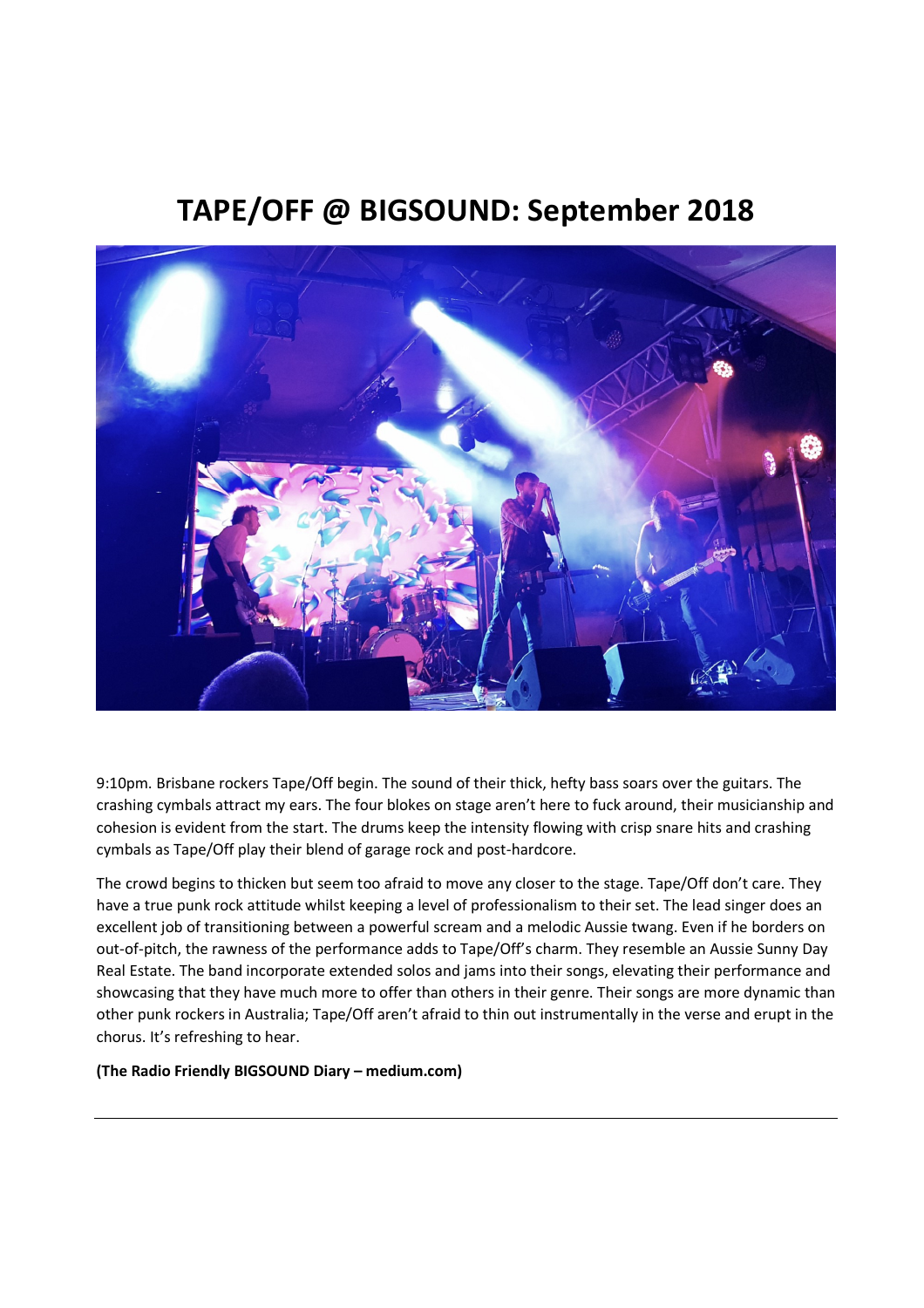# TAPE/OFF @ BIGSOUND: September 2018

9:10pm. Brisbane rockers Tape/Off begin. The sound of their thick, hefty bass soars over the guitars. The crashing cymbals attract my ears. The four blokes on stage aren't here to fuck around, their musicianship and cohesion is evident from the start. The drums keep the intensity flowing with crisp snare hits and crashing cymbals as Tape/Off play their blend of garage rock and post-hardcore.

The crowd begins to thicken but seem too afraid to move any closer to the stage. Tape/Off don't care. They have a true punk rock attitude whilst keeping a level of professionalism to their set. The lead singer does an excellent job of transitioning between a powerful scream and a melodic Aussie twang. Even if he borders on out-of-pitch, the rawness of the performance adds to Tape/Off's charm. They resemble an Aussie Sunny Day Real Estate. The band incorporate extended solos and jams into their songs, elevating their performance and showcasing that they have much more to offer than others in their genre. Their songs are more dynamic than other punk rockers in Australia; Tape/Off aren't afraid to thin out instrumentally in the verse and erupt in the chorus. It's refreshing to hear.

**(The Radio Friendly BIGSOUND Diary – medium.com)**

---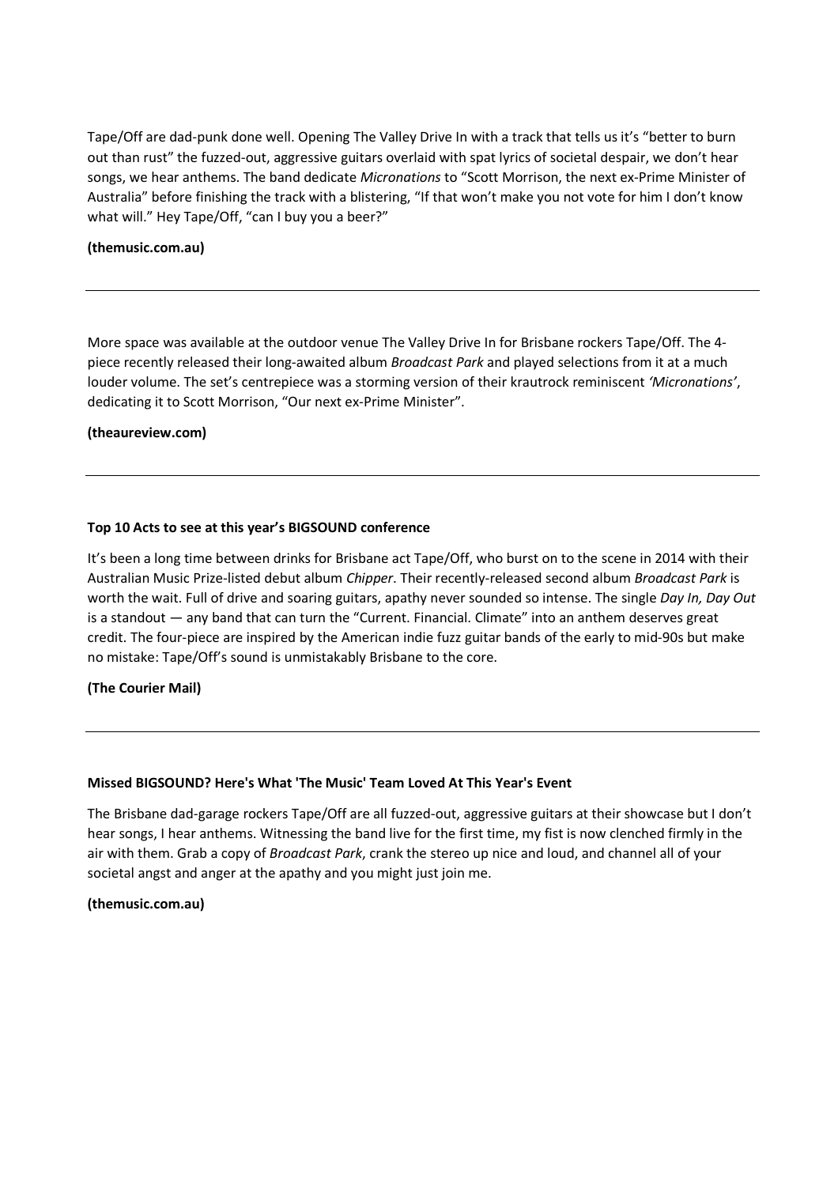Tape/Off are dad-punk done well. Opening The Valley Drive In with a track that tells us it's "better to burn out than rust" the fuzzed-out, aggressive guitars overlaid with spat lyrics of societal despair, we don't hear songs, we hear anthems. The band dedicate *Micronations* to "Scott Morrison, the next ex-Prime Minister of Australia" before finishing the track with a blistering, "If that won't make you not vote for him I don't know what will." Hey Tape/Off, "can I buy you a beer?"

**(themusic.com.au)**

---

More space was available at the outdoor venue The Valley Drive In for Brisbane rockers Tape/Off. The 4-piece recently released their long-awaited album *Broadcast Park* and played selections from it at a much louder volume. The set's centrepiece was a storming version of their krautrock reminiscent *'Micronations'*, dedicating it to Scott Morrison, "Our next ex-Prime Minister".

**(theaureview.com)**

---

**Top 10 Acts to see at this year's BIGSOUND conference**

It's been a long time between drinks for Brisbane act Tape/Off, who burst on to the scene in 2014 with their Australian Music Prize-listed debut album *Chipper*. Their recently-released second album *Broadcast Park* is worth the wait. Full of drive and soaring guitars, apathy never sounded so intense. The single *Day In, Day Out* is a standout — any band that can turn the "Current. Financial. Climate" into an anthem deserves great credit. The four-piece are inspired by the American indie fuzz guitar bands of the early to mid-90s but make no mistake: Tape/Off's sound is unmistakably Brisbane to the core.

**(The Courier Mail)**

---

**Missed BIGSOUND? Here's What 'The Music' Team Loved At This Year's Event**

The Brisbane dad-garage rockers Tape/Off are all fuzzed-out, aggressive guitars at their showcase but I don't hear songs, I hear anthems. Witnessing the band live for the first time, my fist is now clenched firmly in the air with them. Grab a copy of *Broadcast Park*, crank the stereo up nice and loud, and channel all of your societal angst and anger at the apathy and you might just join me.

**(themusic.com.au)**